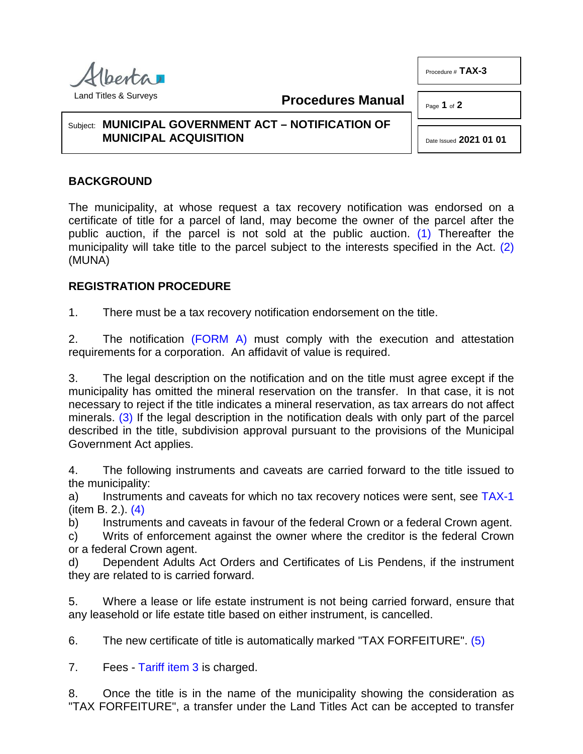Alberta
Land Titles & Surveys

**Procedures Manual**

Procedure # **TAX-3**

Date Issued **2021 01 01**

Subject: **MUNICIPAL GOVERNMENT ACT – NOTIFICATION OF MUNICIPAL ACQUISITION**

## BACKGROUND

The municipality, at whose request a tax recovery notification was endorsed on a certificate of title for a parcel of land, may become the owner of the parcel after the public auction, if the parcel is not sold at the public auction. (1) Thereafter the municipality will take title to the parcel subject to the interests specified in the Act. (2) (MUNA)

## REGISTRATION PROCEDURE

1. There must be a tax recovery notification endorsement on the title.

2. The notification (FORM A) must comply with the execution and attestation requirements for a corporation. An affidavit of value is required.

3. The legal description on the notification and on the title must agree except if the municipality has omitted the mineral reservation on the transfer. In that case, it is not necessary to reject if the title indicates a mineral reservation, as tax arrears do not affect minerals. (3) If the legal description in the notification deals with only part of the parcel described in the title, subdivision approval pursuant to the provisions of the Municipal Government Act applies.

4. The following instruments and caveats are carried forward to the title issued to the municipality:
   a) Instruments and caveats for which no tax recovery notices were sent, see TAX-1 (item B. 2.). (4)
   b) Instruments and caveats in favour of the federal Crown or a federal Crown agent.
   c) Writs of enforcement against the owner where the creditor is the federal Crown or a federal Crown agent.
   d) Dependent Adults Act Orders and Certificates of Lis Pendens, if the instrument they are related to is carried forward.

5. Where a lease or life estate instrument is not being carried forward, ensure that any leasehold or life estate title based on either instrument, is cancelled.

6. The new certificate of title is automatically marked "TAX FORFEITURE". (5)

7. Fees - Tariff item 3 is charged.

8. Once the title is in the name of the municipality showing the consideration as "TAX FORFEITURE", a transfer under the Land Titles Act can be accepted to transfer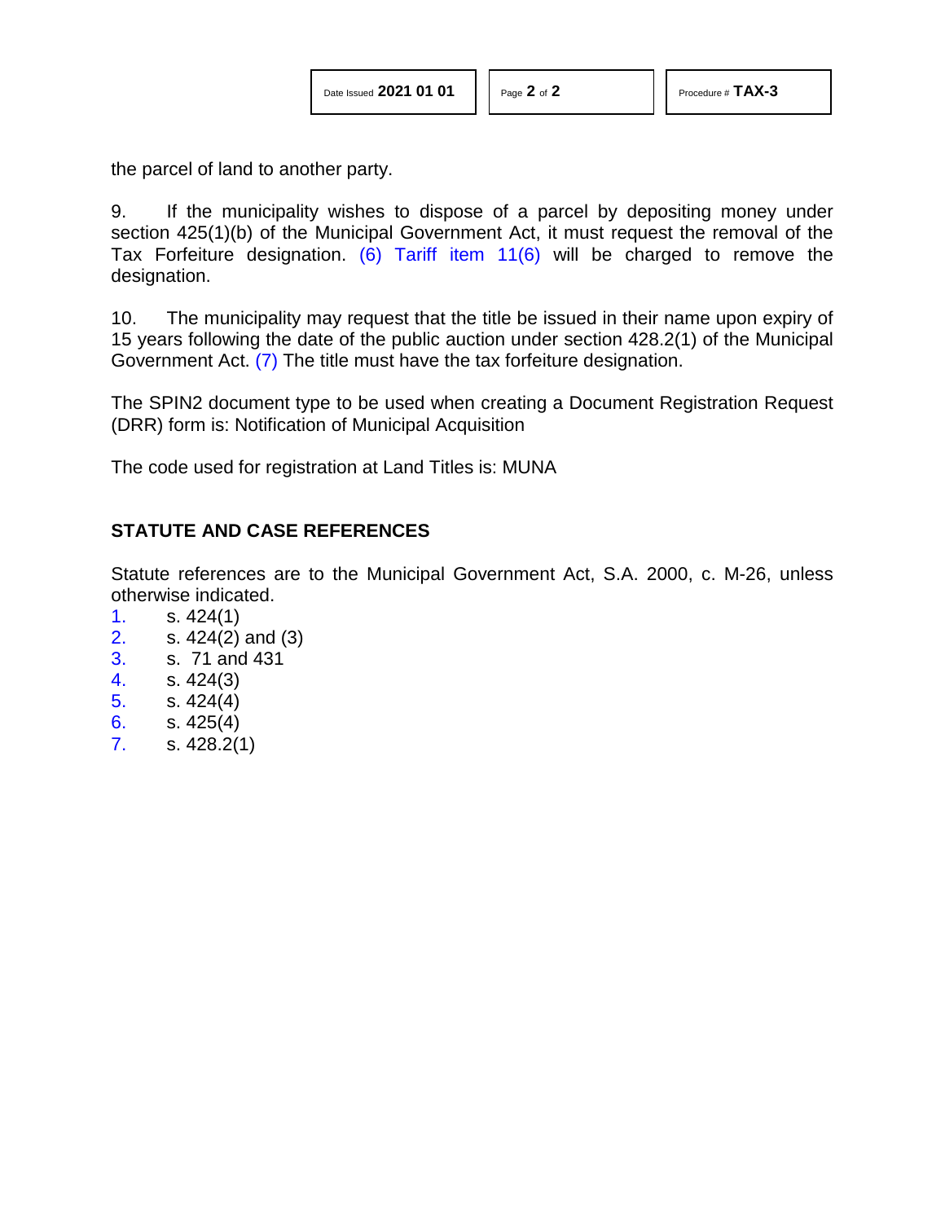the parcel of land to another party.

9. If the municipality wishes to dispose of a parcel by depositing money under section 425(1)(b) of the Municipal Government Act, it must request the removal of the Tax Forfeiture designation. (6) Tariff item 11(6) will be charged to remove the designation.

10. The municipality may request that the title be issued in their name upon expiry of 15 years following the date of the public auction under section 428.2(1) of the Municipal Government Act. (7) The title must have the tax forfeiture designation.

The SPIN2 document type to be used when creating a Document Registration Request (DRR) form is: Notification of Municipal Acquisition

The code used for registration at Land Titles is: MUNA

## STATUTE AND CASE REFERENCES

Statute references are to the Municipal Government Act, S.A. 2000, c. M-26, unless otherwise indicated.

1. s. 424(1)
2. s. 424(2) and (3)
3. s. 71 and 431
4. s. 424(3)
5. s. 424(4)
6. s. 425(4)
7. s. 428.2(1)